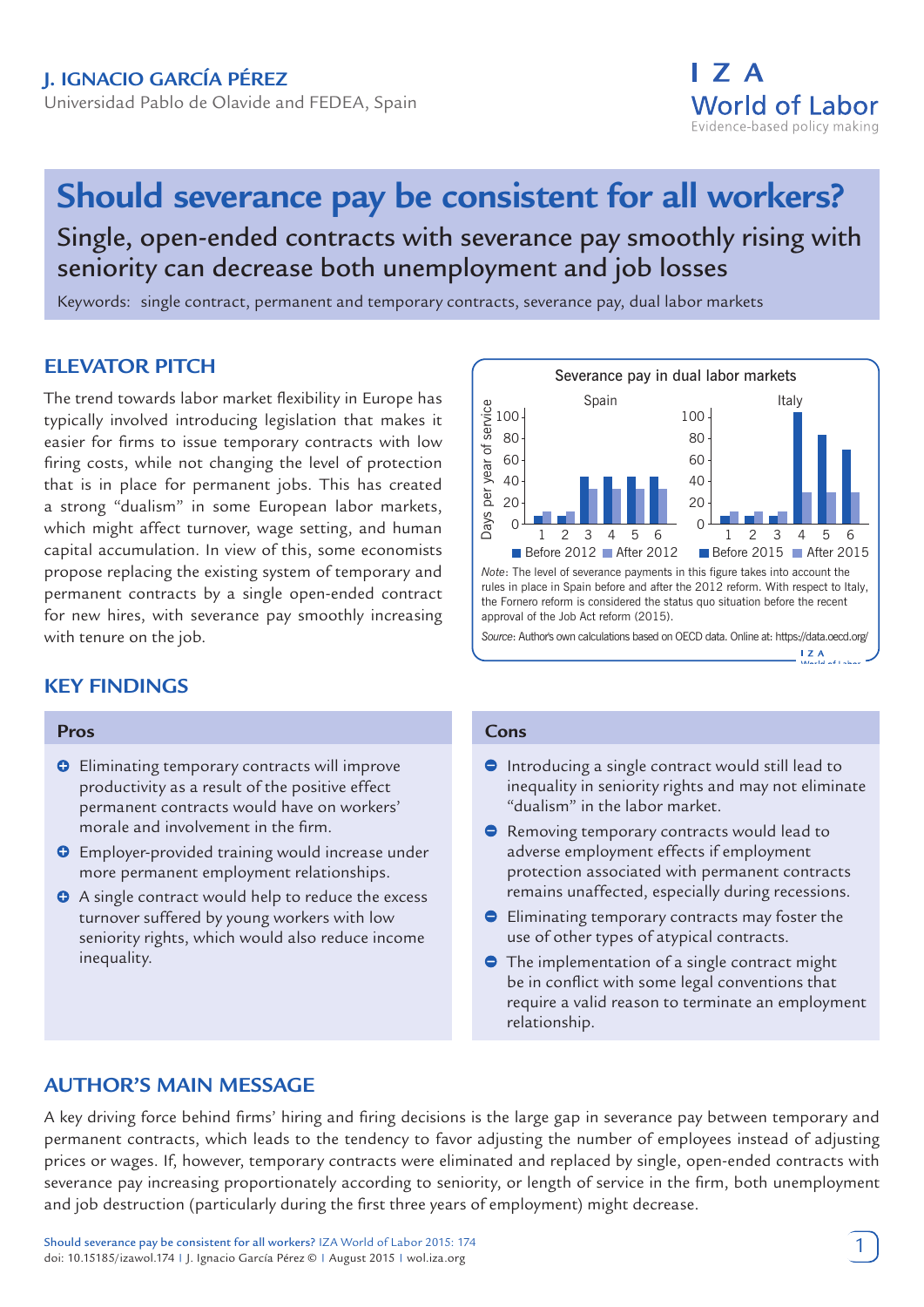**J. IGNACIO GARCÍA PÉREZ**
Universidad Pablo de Olavide and FEDEA, Spain

# Should severance pay be consistent for all workers?

## Single, open-ended contracts with severance pay smoothly rising with seniority can decrease both unemployment and job losses

Keywords: single contract, permanent and temporary contracts, severance pay, dual labor markets

## ELEVATOR PITCH

The trend towards labor market flexibility in Europe has typically involved introducing legislation that makes it easier for firms to issue temporary contracts with low firing costs, while not changing the level of protection that is in place for permanent jobs. This has created a strong "dualism" in some European labor markets, which might affect turnover, wage setting, and human capital accumulation. In view of this, some economists propose replacing the existing system of temporary and permanent contracts by a single open-ended contract for new hires, with severance pay smoothly increasing with tenure on the job.

Severance pay in dual labor markets

*Note*: The level of severance payments in this figure takes into account the rules in place in Spain before and after the 2012 reform. With respect to Italy, the Fornero reform is considered the status quo situation before the recent approval of the Job Act reform (2015).

*Source*: Author's own calculations based on OECD data. Online at: https://data.oecd.org/

## KEY FINDINGS

### Pros

- Eliminating temporary contracts will improve productivity as a result of the positive effect permanent contracts would have on workers' morale and involvement in the firm.
- Employer-provided training would increase under more permanent employment relationships.
- A single contract would help to reduce the excess turnover suffered by young workers with low seniority rights, which would also reduce income inequality.

### Cons

- Introducing a single contract would still lead to inequality in seniority rights and may not eliminate "dualism" in the labor market.
- Removing temporary contracts would lead to adverse employment effects if employment protection associated with permanent contracts remains unaffected, especially during recessions.
- Eliminating temporary contracts may foster the use of other types of atypical contracts.
- The implementation of a single contract might be in conflict with some legal conventions that require a valid reason to terminate an employment relationship.

## AUTHOR'S MAIN MESSAGE

A key driving force behind firms' hiring and firing decisions is the large gap in severance pay between temporary and permanent contracts, which leads to the tendency to favor adjusting the number of employees instead of adjusting prices or wages. If, however, temporary contracts were eliminated and replaced by single, open-ended contracts with severance pay increasing proportionately according to seniority, or length of service in the firm, both unemployment and job destruction (particularly during the first three years of employment) might decrease.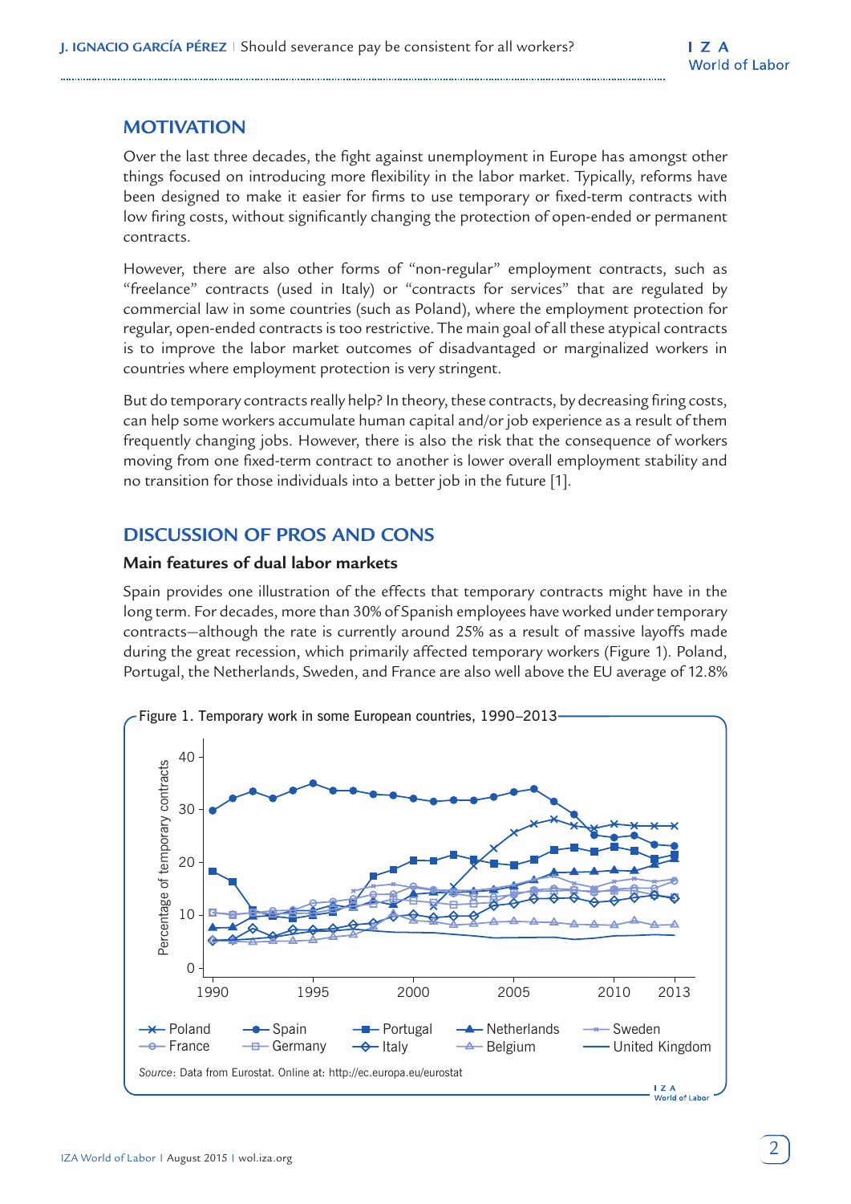## MOTIVATION

Over the last three decades, the fight against unemployment in Europe has amongst other things focused on introducing more flexibility in the labor market. Typically, reforms have been designed to make it easier for firms to use temporary or fixed-term contracts with low firing costs, without significantly changing the protection of open-ended or permanent contracts.

However, there are also other forms of "non-regular" employment contracts, such as "freelance" contracts (used in Italy) or "contracts for services" that are regulated by commercial law in some countries (such as Poland), where the employment protection for regular, open-ended contracts is too restrictive. The main goal of all these atypical contracts is to improve the labor market outcomes of disadvantaged or marginalized workers in countries where employment protection is very stringent.

But do temporary contracts really help? In theory, these contracts, by decreasing firing costs, can help some workers accumulate human capital and/or job experience as a result of them frequently changing jobs. However, there is also the risk that the consequence of workers moving from one fixed-term contract to another is lower overall employment stability and no transition for those individuals into a better job in the future [1].

## DISCUSSION OF PROS AND CONS

### Main features of dual labor markets

Spain provides one illustration of the effects that temporary contracts might have in the long term. For decades, more than 30% of Spanish employees have worked under temporary contracts—although the rate is currently around 25% as a result of massive layoffs made during the great recession, which primarily affected temporary workers (Figure 1). Poland, Portugal, the Netherlands, Sweden, and France are also well above the EU average of 12.8%

Figure 1. Temporary work in some European countries, 1990–2013

*Source*: Data from Eurostat. Online at: http://ec.europa.eu/eurostat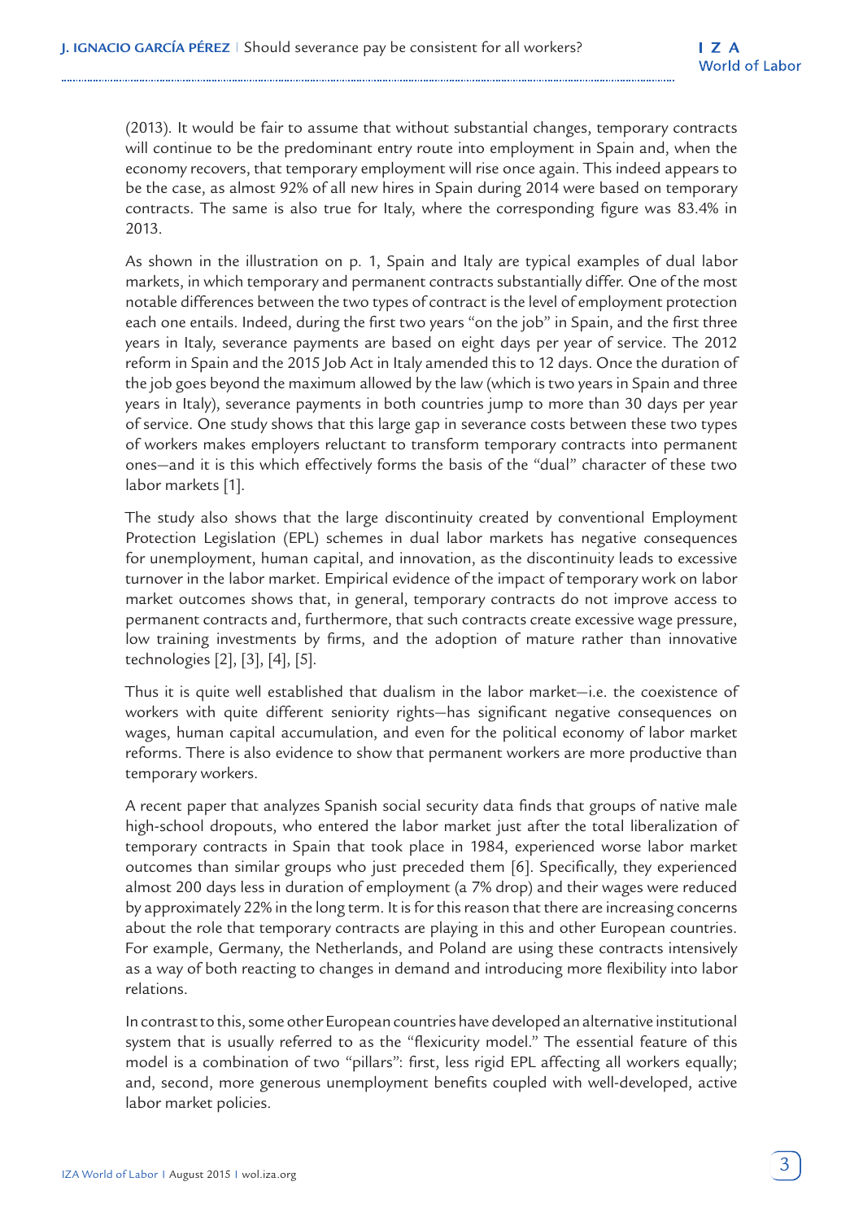(2013). It would be fair to assume that without substantial changes, temporary contracts will continue to be the predominant entry route into employment in Spain and, when the economy recovers, that temporary employment will rise once again. This indeed appears to be the case, as almost 92% of all new hires in Spain during 2014 were based on temporary contracts. The same is also true for Italy, where the corresponding figure was 83.4% in 2013.

As shown in the illustration on p. 1, Spain and Italy are typical examples of dual labor markets, in which temporary and permanent contracts substantially differ. One of the most notable differences between the two types of contract is the level of employment protection each one entails. Indeed, during the first two years "on the job" in Spain, and the first three years in Italy, severance payments are based on eight days per year of service. The 2012 reform in Spain and the 2015 Job Act in Italy amended this to 12 days. Once the duration of the job goes beyond the maximum allowed by the law (which is two years in Spain and three years in Italy), severance payments in both countries jump to more than 30 days per year of service. One study shows that this large gap in severance costs between these two types of workers makes employers reluctant to transform temporary contracts into permanent ones—and it is this which effectively forms the basis of the "dual" character of these two labor markets [1].

The study also shows that the large discontinuity created by conventional Employment Protection Legislation (EPL) schemes in dual labor markets has negative consequences for unemployment, human capital, and innovation, as the discontinuity leads to excessive turnover in the labor market. Empirical evidence of the impact of temporary work on labor market outcomes shows that, in general, temporary contracts do not improve access to permanent contracts and, furthermore, that such contracts create excessive wage pressure, low training investments by firms, and the adoption of mature rather than innovative technologies [2], [3], [4], [5].

Thus it is quite well established that dualism in the labor market—i.e. the coexistence of workers with quite different seniority rights—has significant negative consequences on wages, human capital accumulation, and even for the political economy of labor market reforms. There is also evidence to show that permanent workers are more productive than temporary workers.

A recent paper that analyzes Spanish social security data finds that groups of native male high-school dropouts, who entered the labor market just after the total liberalization of temporary contracts in Spain that took place in 1984, experienced worse labor market outcomes than similar groups who just preceded them [6]. Specifically, they experienced almost 200 days less in duration of employment (a 7% drop) and their wages were reduced by approximately 22% in the long term. It is for this reason that there are increasing concerns about the role that temporary contracts are playing in this and other European countries. For example, Germany, the Netherlands, and Poland are using these contracts intensively as a way of both reacting to changes in demand and introducing more flexibility into labor relations.

In contrast to this, some other European countries have developed an alternative institutional system that is usually referred to as the "flexicurity model." The essential feature of this model is a combination of two "pillars": first, less rigid EPL affecting all workers equally; and, second, more generous unemployment benefits coupled with well-developed, active labor market policies.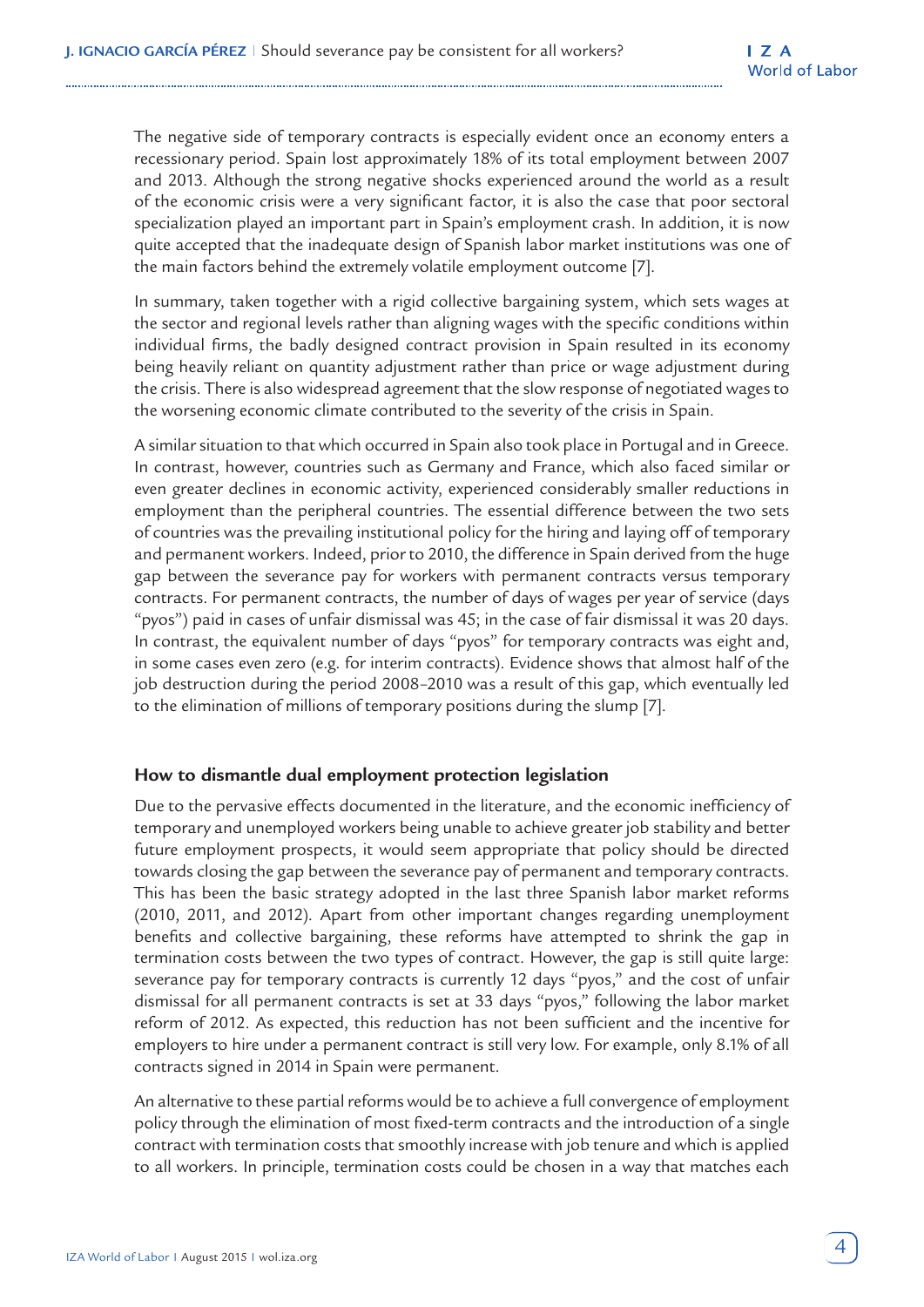The negative side of temporary contracts is especially evident once an economy enters a recessionary period. Spain lost approximately 18% of its total employment between 2007 and 2013. Although the strong negative shocks experienced around the world as a result of the economic crisis were a very significant factor, it is also the case that poor sectoral specialization played an important part in Spain's employment crash. In addition, it is now quite accepted that the inadequate design of Spanish labor market institutions was one of the main factors behind the extremely volatile employment outcome [7].

In summary, taken together with a rigid collective bargaining system, which sets wages at the sector and regional levels rather than aligning wages with the specific conditions within individual firms, the badly designed contract provision in Spain resulted in its economy being heavily reliant on quantity adjustment rather than price or wage adjustment during the crisis. There is also widespread agreement that the slow response of negotiated wages to the worsening economic climate contributed to the severity of the crisis in Spain.

A similar situation to that which occurred in Spain also took place in Portugal and in Greece. In contrast, however, countries such as Germany and France, which also faced similar or even greater declines in economic activity, experienced considerably smaller reductions in employment than the peripheral countries. The essential difference between the two sets of countries was the prevailing institutional policy for the hiring and laying off of temporary and permanent workers. Indeed, prior to 2010, the difference in Spain derived from the huge gap between the severance pay for workers with permanent contracts versus temporary contracts. For permanent contracts, the number of days of wages per year of service (days "pyos") paid in cases of unfair dismissal was 45; in the case of fair dismissal it was 20 days. In contrast, the equivalent number of days "pyos" for temporary contracts was eight and, in some cases even zero (e.g. for interim contracts). Evidence shows that almost half of the job destruction during the period 2008–2010 was a result of this gap, which eventually led to the elimination of millions of temporary positions during the slump [7].

## How to dismantle dual employment protection legislation

Due to the pervasive effects documented in the literature, and the economic inefficiency of temporary and unemployed workers being unable to achieve greater job stability and better future employment prospects, it would seem appropriate that policy should be directed towards closing the gap between the severance pay of permanent and temporary contracts. This has been the basic strategy adopted in the last three Spanish labor market reforms (2010, 2011, and 2012). Apart from other important changes regarding unemployment benefits and collective bargaining, these reforms have attempted to shrink the gap in termination costs between the two types of contract. However, the gap is still quite large: severance pay for temporary contracts is currently 12 days "pyos," and the cost of unfair dismissal for all permanent contracts is set at 33 days "pyos," following the labor market reform of 2012. As expected, this reduction has not been sufficient and the incentive for employers to hire under a permanent contract is still very low. For example, only 8.1% of all contracts signed in 2014 in Spain were permanent.

An alternative to these partial reforms would be to achieve a full convergence of employment policy through the elimination of most fixed-term contracts and the introduction of a single contract with termination costs that smoothly increase with job tenure and which is applied to all workers. In principle, termination costs could be chosen in a way that matches each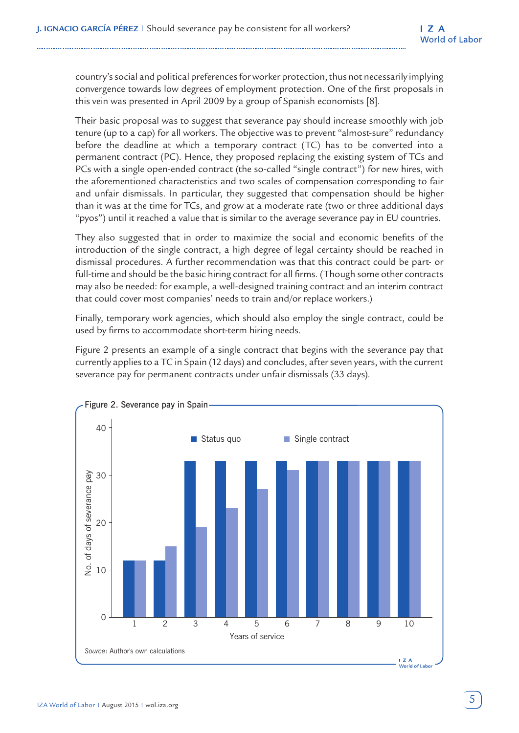country's social and political preferences for worker protection, thus not necessarily implying convergence towards low degrees of employment protection. One of the first proposals in this vein was presented in April 2009 by a group of Spanish economists [8].

Their basic proposal was to suggest that severance pay should increase smoothly with job tenure (up to a cap) for all workers. The objective was to prevent "almost-sure" redundancy before the deadline at which a temporary contract (TC) has to be converted into a permanent contract (PC). Hence, they proposed replacing the existing system of TCs and PCs with a single open-ended contract (the so-called "single contract") for new hires, with the aforementioned characteristics and two scales of compensation corresponding to fair and unfair dismissals. In particular, they suggested that compensation should be higher than it was at the time for TCs, and grow at a moderate rate (two or three additional days "pyos") until it reached a value that is similar to the average severance pay in EU countries.

They also suggested that in order to maximize the social and economic benefits of the introduction of the single contract, a high degree of legal certainty should be reached in dismissal procedures. A further recommendation was that this contract could be part- or full-time and should be the basic hiring contract for all firms. (Though some other contracts may also be needed: for example, a well-designed training contract and an interim contract that could cover most companies' needs to train and/or replace workers.)

Finally, temporary work agencies, which should also employ the single contract, could be used by firms to accommodate short-term hiring needs.

Figure 2 presents an example of a single contract that begins with the severance pay that currently applies to a TC in Spain (12 days) and concludes, after seven years, with the current severance pay for permanent contracts under unfair dismissals (33 days).

Figure 2. Severance pay in Spain

| Years of service | Status quo | Single contract |
|---|---|---|
| 1 | 12 | 12 |
| 2 | 12 | 15 |
| 3 | 33 | 19 |
| 4 | 33 | 23 |
| 5 | 33 | 27 |
| 6 | 33 | 31 |
| 7 | 33 | 33 |
| 8 | 33 | 33 |
| 9 | 33 | 33 |
| 10 | 33 | 33 |

No. of days of severance pay

*Source*: Author's own calculations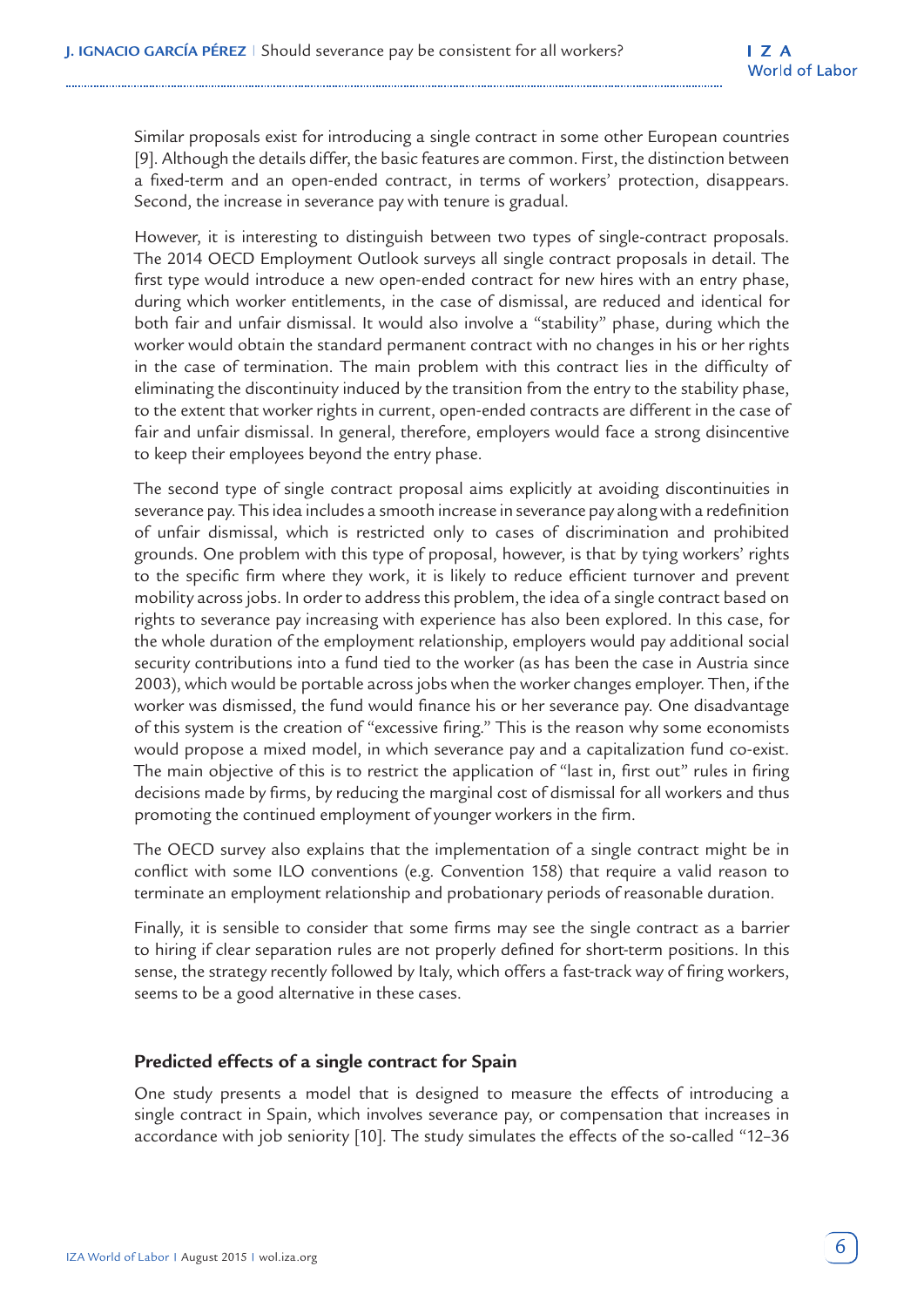Similar proposals exist for introducing a single contract in some other European countries [9]. Although the details differ, the basic features are common. First, the distinction between a fixed-term and an open-ended contract, in terms of workers' protection, disappears. Second, the increase in severance pay with tenure is gradual.

However, it is interesting to distinguish between two types of single-contract proposals. The 2014 OECD Employment Outlook surveys all single contract proposals in detail. The first type would introduce a new open-ended contract for new hires with an entry phase, during which worker entitlements, in the case of dismissal, are reduced and identical for both fair and unfair dismissal. It would also involve a "stability" phase, during which the worker would obtain the standard permanent contract with no changes in his or her rights in the case of termination. The main problem with this contract lies in the difficulty of eliminating the discontinuity induced by the transition from the entry to the stability phase, to the extent that worker rights in current, open-ended contracts are different in the case of fair and unfair dismissal. In general, therefore, employers would face a strong disincentive to keep their employees beyond the entry phase.

The second type of single contract proposal aims explicitly at avoiding discontinuities in severance pay. This idea includes a smooth increase in severance pay along with a redefinition of unfair dismissal, which is restricted only to cases of discrimination and prohibited grounds. One problem with this type of proposal, however, is that by tying workers' rights to the specific firm where they work, it is likely to reduce efficient turnover and prevent mobility across jobs. In order to address this problem, the idea of a single contract based on rights to severance pay increasing with experience has also been explored. In this case, for the whole duration of the employment relationship, employers would pay additional social security contributions into a fund tied to the worker (as has been the case in Austria since 2003), which would be portable across jobs when the worker changes employer. Then, if the worker was dismissed, the fund would finance his or her severance pay. One disadvantage of this system is the creation of "excessive firing." This is the reason why some economists would propose a mixed model, in which severance pay and a capitalization fund co-exist. The main objective of this is to restrict the application of "last in, first out" rules in firing decisions made by firms, by reducing the marginal cost of dismissal for all workers and thus promoting the continued employment of younger workers in the firm.

The OECD survey also explains that the implementation of a single contract might be in conflict with some ILO conventions (e.g. Convention 158) that require a valid reason to terminate an employment relationship and probationary periods of reasonable duration.

Finally, it is sensible to consider that some firms may see the single contract as a barrier to hiring if clear separation rules are not properly defined for short-term positions. In this sense, the strategy recently followed by Italy, which offers a fast-track way of firing workers, seems to be a good alternative in these cases.

## Predicted effects of a single contract for Spain

One study presents a model that is designed to measure the effects of introducing a single contract in Spain, which involves severance pay, or compensation that increases in accordance with job seniority [10]. The study simulates the effects of the so-called "12–36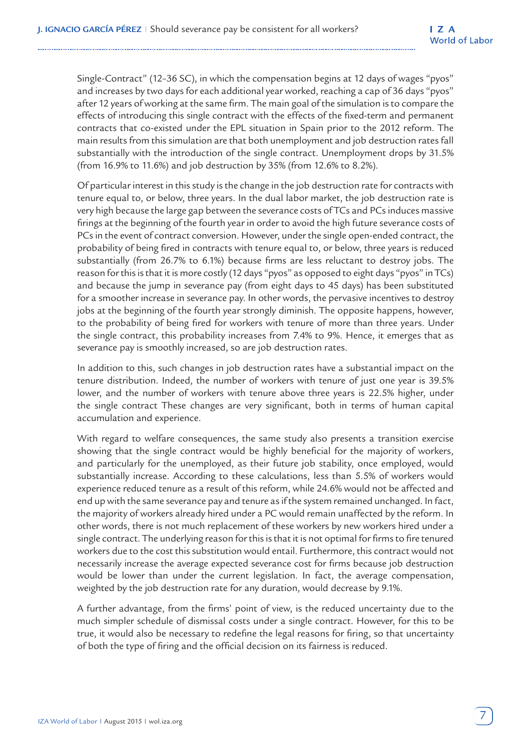Single-Contract" (12–36 SC), in which the compensation begins at 12 days of wages "pyos" and increases by two days for each additional year worked, reaching a cap of 36 days "pyos" after 12 years of working at the same firm. The main goal of the simulation is to compare the effects of introducing this single contract with the effects of the fixed-term and permanent contracts that co-existed under the EPL situation in Spain prior to the 2012 reform. The main results from this simulation are that both unemployment and job destruction rates fall substantially with the introduction of the single contract. Unemployment drops by 31.5% (from 16.9% to 11.6%) and job destruction by 35% (from 12.6% to 8.2%).

Of particular interest in this study is the change in the job destruction rate for contracts with tenure equal to, or below, three years. In the dual labor market, the job destruction rate is very high because the large gap between the severance costs of TCs and PCs induces massive firings at the beginning of the fourth year in order to avoid the high future severance costs of PCs in the event of contract conversion. However, under the single open-ended contract, the probability of being fired in contracts with tenure equal to, or below, three years is reduced substantially (from 26.7% to 6.1%) because firms are less reluctant to destroy jobs. The reason for this is that it is more costly (12 days "pyos" as opposed to eight days "pyos" in TCs) and because the jump in severance pay (from eight days to 45 days) has been substituted for a smoother increase in severance pay. In other words, the pervasive incentives to destroy jobs at the beginning of the fourth year strongly diminish. The opposite happens, however, to the probability of being fired for workers with tenure of more than three years. Under the single contract, this probability increases from 7.4% to 9%. Hence, it emerges that as severance pay is smoothly increased, so are job destruction rates.

In addition to this, such changes in job destruction rates have a substantial impact on the tenure distribution. Indeed, the number of workers with tenure of just one year is 39.5% lower, and the number of workers with tenure above three years is 22.5% higher, under the single contract These changes are very significant, both in terms of human capital accumulation and experience.

With regard to welfare consequences, the same study also presents a transition exercise showing that the single contract would be highly beneficial for the majority of workers, and particularly for the unemployed, as their future job stability, once employed, would substantially increase. According to these calculations, less than 5.5% of workers would experience reduced tenure as a result of this reform, while 24.6% would not be affected and end up with the same severance pay and tenure as if the system remained unchanged. In fact, the majority of workers already hired under a PC would remain unaffected by the reform. In other words, there is not much replacement of these workers by new workers hired under a single contract. The underlying reason for this is that it is not optimal for firms to fire tenured workers due to the cost this substitution would entail. Furthermore, this contract would not necessarily increase the average expected severance cost for firms because job destruction would be lower than under the current legislation. In fact, the average compensation, weighted by the job destruction rate for any duration, would decrease by 9.1%.

A further advantage, from the firms' point of view, is the reduced uncertainty due to the much simpler schedule of dismissal costs under a single contract. However, for this to be true, it would also be necessary to redefine the legal reasons for firing, so that uncertainty of both the type of firing and the official decision on its fairness is reduced.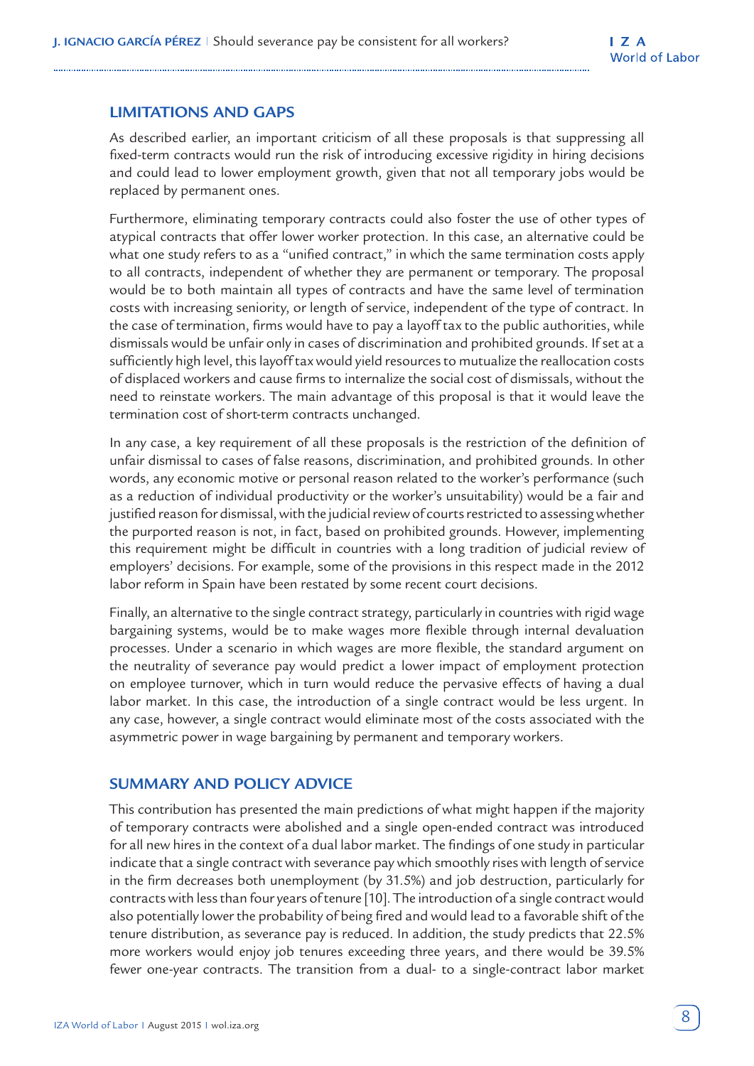## LIMITATIONS AND GAPS

As described earlier, an important criticism of all these proposals is that suppressing all fixed-term contracts would run the risk of introducing excessive rigidity in hiring decisions and could lead to lower employment growth, given that not all temporary jobs would be replaced by permanent ones.

Furthermore, eliminating temporary contracts could also foster the use of other types of atypical contracts that offer lower worker protection. In this case, an alternative could be what one study refers to as a "unified contract," in which the same termination costs apply to all contracts, independent of whether they are permanent or temporary. The proposal would be to both maintain all types of contracts and have the same level of termination costs with increasing seniority, or length of service, independent of the type of contract. In the case of termination, firms would have to pay a layoff tax to the public authorities, while dismissals would be unfair only in cases of discrimination and prohibited grounds. If set at a sufficiently high level, this layoff tax would yield resources to mutualize the reallocation costs of displaced workers and cause firms to internalize the social cost of dismissals, without the need to reinstate workers. The main advantage of this proposal is that it would leave the termination cost of short-term contracts unchanged.

In any case, a key requirement of all these proposals is the restriction of the definition of unfair dismissal to cases of false reasons, discrimination, and prohibited grounds. In other words, any economic motive or personal reason related to the worker's performance (such as a reduction of individual productivity or the worker's unsuitability) would be a fair and justified reason for dismissal, with the judicial review of courts restricted to assessing whether the purported reason is not, in fact, based on prohibited grounds. However, implementing this requirement might be difficult in countries with a long tradition of judicial review of employers' decisions. For example, some of the provisions in this respect made in the 2012 labor reform in Spain have been restated by some recent court decisions.

Finally, an alternative to the single contract strategy, particularly in countries with rigid wage bargaining systems, would be to make wages more flexible through internal devaluation processes. Under a scenario in which wages are more flexible, the standard argument on the neutrality of severance pay would predict a lower impact of employment protection on employee turnover, which in turn would reduce the pervasive effects of having a dual labor market. In this case, the introduction of a single contract would be less urgent. In any case, however, a single contract would eliminate most of the costs associated with the asymmetric power in wage bargaining by permanent and temporary workers.

## SUMMARY AND POLICY ADVICE

This contribution has presented the main predictions of what might happen if the majority of temporary contracts were abolished and a single open-ended contract was introduced for all new hires in the context of a dual labor market. The findings of one study in particular indicate that a single contract with severance pay which smoothly rises with length of service in the firm decreases both unemployment (by 31.5%) and job destruction, particularly for contracts with less than four years of tenure [10]. The introduction of a single contract would also potentially lower the probability of being fired and would lead to a favorable shift of the tenure distribution, as severance pay is reduced. In addition, the study predicts that 22.5% more workers would enjoy job tenures exceeding three years, and there would be 39.5% fewer one-year contracts. The transition from a dual- to a single-contract labor market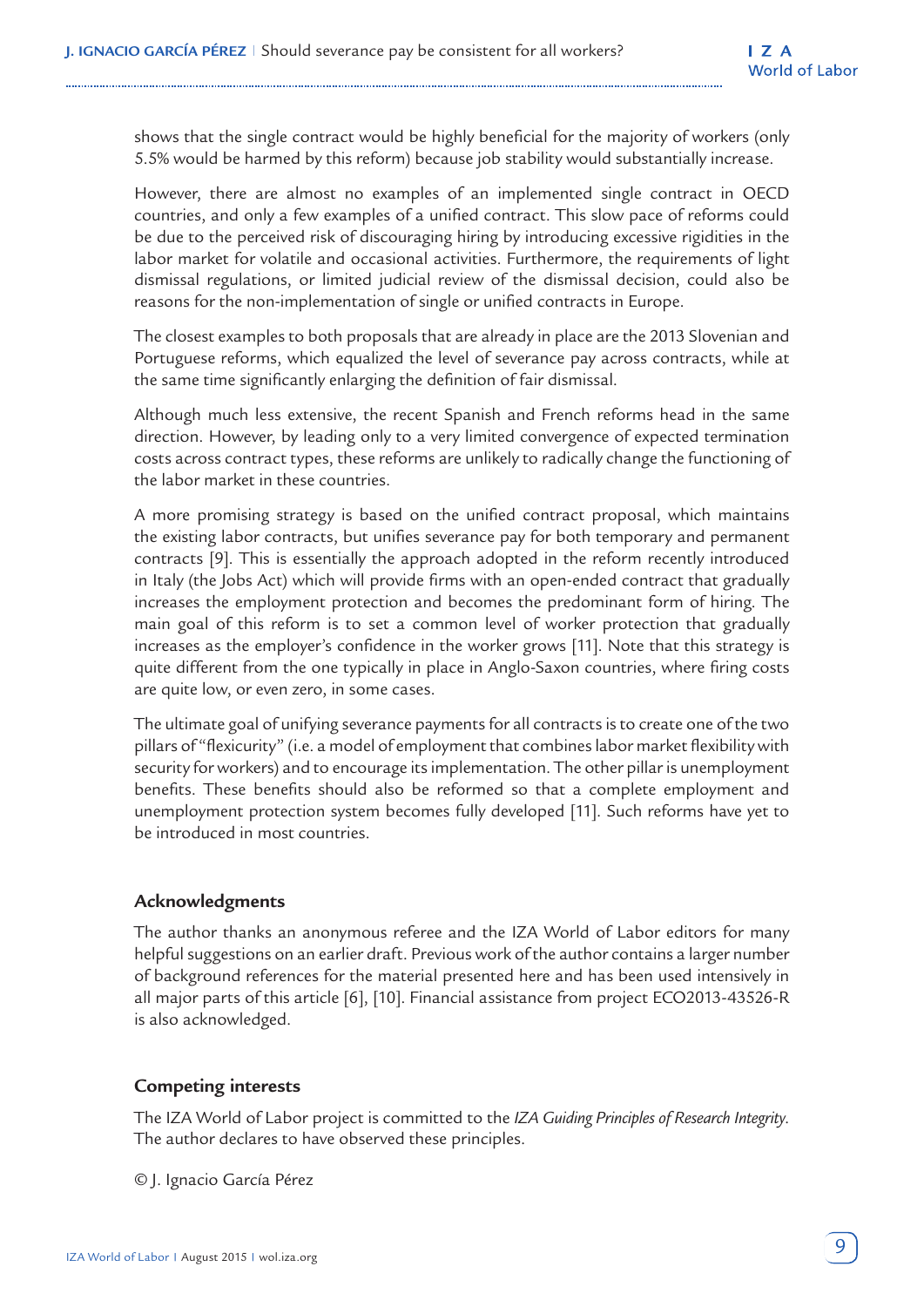shows that the single contract would be highly beneficial for the majority of workers (only 5.5% would be harmed by this reform) because job stability would substantially increase.

However, there are almost no examples of an implemented single contract in OECD countries, and only a few examples of a unified contract. This slow pace of reforms could be due to the perceived risk of discouraging hiring by introducing excessive rigidities in the labor market for volatile and occasional activities. Furthermore, the requirements of light dismissal regulations, or limited judicial review of the dismissal decision, could also be reasons for the non-implementation of single or unified contracts in Europe.

The closest examples to both proposals that are already in place are the 2013 Slovenian and Portuguese reforms, which equalized the level of severance pay across contracts, while at the same time significantly enlarging the definition of fair dismissal.

Although much less extensive, the recent Spanish and French reforms head in the same direction. However, by leading only to a very limited convergence of expected termination costs across contract types, these reforms are unlikely to radically change the functioning of the labor market in these countries.

A more promising strategy is based on the unified contract proposal, which maintains the existing labor contracts, but unifies severance pay for both temporary and permanent contracts [9]. This is essentially the approach adopted in the reform recently introduced in Italy (the Jobs Act) which will provide firms with an open-ended contract that gradually increases the employment protection and becomes the predominant form of hiring. The main goal of this reform is to set a common level of worker protection that gradually increases as the employer's confidence in the worker grows [11]. Note that this strategy is quite different from the one typically in place in Anglo-Saxon countries, where firing costs are quite low, or even zero, in some cases.

The ultimate goal of unifying severance payments for all contracts is to create one of the two pillars of "flexicurity" (i.e. a model of employment that combines labor market flexibility with security for workers) and to encourage its implementation. The other pillar is unemployment benefits. These benefits should also be reformed so that a complete employment and unemployment protection system becomes fully developed [11]. Such reforms have yet to be introduced in most countries.

### Acknowledgments

The author thanks an anonymous referee and the IZA World of Labor editors for many helpful suggestions on an earlier draft. Previous work of the author contains a larger number of background references for the material presented here and has been used intensively in all major parts of this article [6], [10]. Financial assistance from project ECO2013-43526-R is also acknowledged.

### Competing interests

The IZA World of Labor project is committed to the *IZA Guiding Principles of Research Integrity*. The author declares to have observed these principles.

© J. Ignacio García Pérez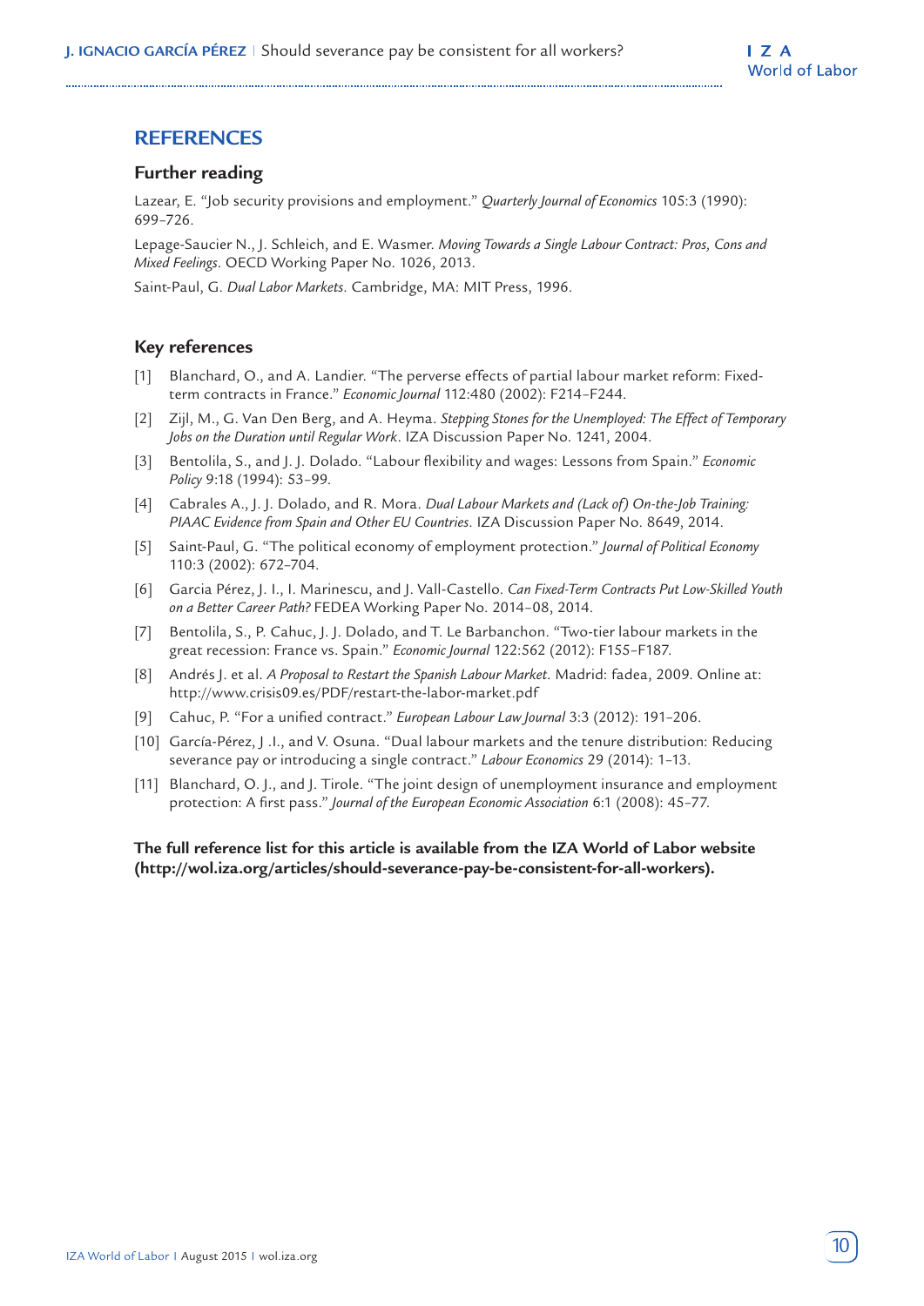## REFERENCES

### Further reading

Lazear, E. "Job security provisions and employment." *Quarterly Journal of Economics* 105:3 (1990): 699–726.

Lepage-Saucier N., J. Schleich, and E. Wasmer. *Moving Towards a Single Labour Contract: Pros, Cons and Mixed Feelings*. OECD Working Paper No. 1026, 2013.

Saint-Paul, G. *Dual Labor Markets*. Cambridge, MA: MIT Press, 1996.

### Key references

[1] Blanchard, O., and A. Landier. "The perverse effects of partial labour market reform: Fixed-term contracts in France." *Economic Journal* 112:480 (2002): F214–F244.

[2] Zijl, M., G. Van Den Berg, and A. Heyma. *Stepping Stones for the Unemployed: The Effect of Temporary Jobs on the Duration until Regular Work*. IZA Discussion Paper No. 1241, 2004.

[3] Bentolila, S., and J. J. Dolado. "Labour flexibility and wages: Lessons from Spain." *Economic Policy* 9:18 (1994): 53–99.

[4] Cabrales A., J. J. Dolado, and R. Mora. *Dual Labour Markets and (Lack of) On-the-Job Training: PIAAC Evidence from Spain and Other EU Countries*. IZA Discussion Paper No. 8649, 2014.

[5] Saint-Paul, G. "The political economy of employment protection." *Journal of Political Economy* 110:3 (2002): 672–704.

[6] Garcia Pérez, J. I., I. Marinescu, and J. Vall-Castello. *Can Fixed-Term Contracts Put Low-Skilled Youth on a Better Career Path?* FEDEA Working Paper No. 2014–08, 2014.

[7] Bentolila, S., P. Cahuc, J. J. Dolado, and T. Le Barbanchon. "Two-tier labour markets in the great recession: France vs. Spain." *Economic Journal* 122:562 (2012): F155–F187.

[8] Andrés J. et al. *A Proposal to Restart the Spanish Labour Market*. Madrid: fadea, 2009. Online at: http://www.crisis09.es/PDF/restart-the-labor-market.pdf

[9] Cahuc, P. "For a unified contract." *European Labour Law Journal* 3:3 (2012): 191–206.

[10] García-Pérez, J .I., and V. Osuna. "Dual labour markets and the tenure distribution: Reducing severance pay or introducing a single contract." *Labour Economics* 29 (2014): 1–13.

[11] Blanchard, O. J., and J. Tirole. "The joint design of unemployment insurance and employment protection: A first pass." *Journal of the European Economic Association* 6:1 (2008): 45–77.

**The full reference list for this article is available from the IZA World of Labor website (http://wol.iza.org/articles/should-severance-pay-be-consistent-for-all-workers).**